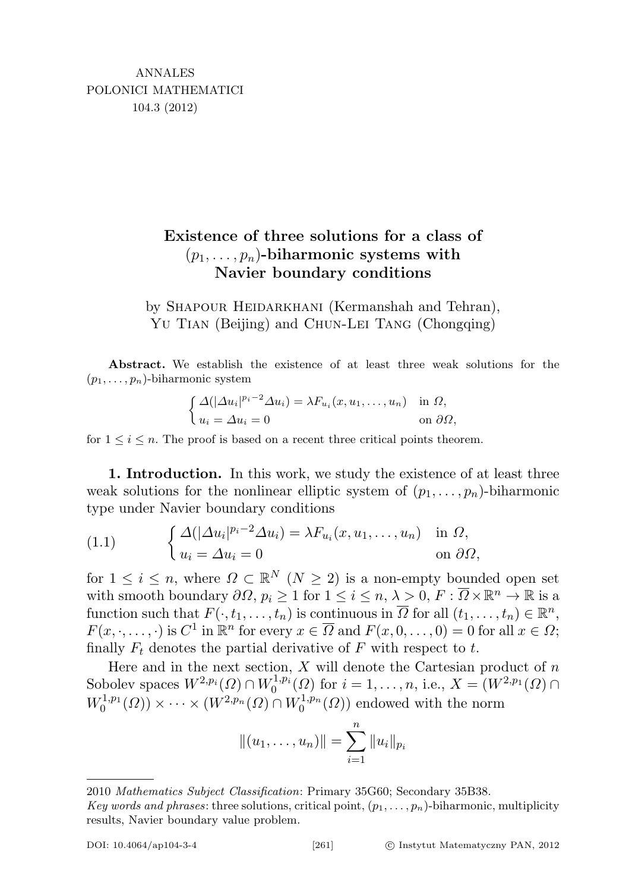ANNALES
POLONICI MATHEMATICI
104.3 (2012)

# Existence of three solutions for a class of $(p_1, \ldots, p_n)$-biharmonic systems with Navier boundary conditions

by Shapour Heidarkhani (Kermanshah and Tehran), Yu Tian (Beijing) and Chun-Lei Tang (Chongqing)

**Abstract.** We establish the existence of at least three weak solutions for the $(p_1, \ldots, p_n)$-biharmonic system

$$\begin{cases} \Delta(|\Delta u_i|^{p_i-2}\Delta u_i) = \lambda F_{u_i}(x, u_1, \ldots, u_n) & \text{in } \Omega, \\ u_i = \Delta u_i = 0 & \text{on } \partial\Omega, \end{cases}$$

for $1 \leq i \leq n$. The proof is based on a recent three critical points theorem.

**1. Introduction.** In this work, we study the existence of at least three weak solutions for the nonlinear elliptic system of $(p_1, \ldots, p_n)$-biharmonic type under Navier boundary conditions

$$(1.1) \qquad \begin{cases} \Delta(|\Delta u_i|^{p_i-2}\Delta u_i) = \lambda F_{u_i}(x, u_1, \ldots, u_n) & \text{in } \Omega, \\ u_i = \Delta u_i = 0 & \text{on } \partial\Omega, \end{cases}$$

for $1 \leq i \leq n$, where $\Omega \subset \mathbb{R}^N$ $(N \geq 2)$ is a non-empty bounded open set with smooth boundary $\partial\Omega$, $p_i \geq 1$ for $1 \leq i \leq n$, $\lambda > 0$, $F : \overline{\Omega} \times \mathbb{R}^n \to \mathbb{R}$ is a function such that $F(\cdot, t_1, \ldots, t_n)$ is continuous in $\overline{\Omega}$ for all $(t_1, \ldots, t_n) \in \mathbb{R}^n$, $F(x, \cdot, \ldots, \cdot)$ is $C^1$ in $\mathbb{R}^n$ for every $x \in \overline{\Omega}$ and $F(x, 0, \ldots, 0) = 0$ for all $x \in \Omega$; finally $F_t$ denotes the partial derivative of $F$ with respect to $t$.

Here and in the next section, $X$ will denote the Cartesian product of $n$ Sobolev spaces $W^{2,p_i}(\Omega) \cap W_0^{1,p_i}(\Omega)$ for $i = 1, \ldots, n$, i.e., $X = (W^{2,p_1}(\Omega) \cap W_0^{1,p_1}(\Omega)) \times \cdots \times (W^{2,p_n}(\Omega) \cap W_0^{1,p_n}(\Omega))$ endowed with the norm

$$\|(u_1, \ldots, u_n)\| = \sum_{i=1}^{n} \|u_i\|_{p_i}$$

---

2010 *Mathematics Subject Classification*: Primary 35G60; Secondary 35B38.

*Key words and phrases*: three solutions, critical point, $(p_1, \ldots, p_n)$-biharmonic, multiplicity results, Navier boundary value problem.

DOI: 10.4064/ap104-3-4 © Instytut Matematyczny PAN, 2012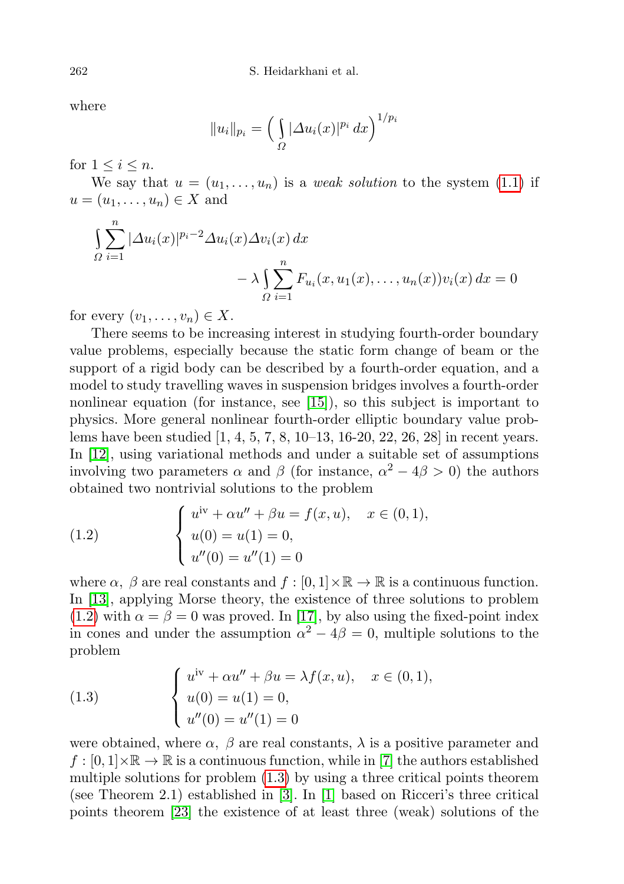where

$$\|u_i\|_{p_i} = \Big( \int_\Omega |\Delta u_i(x)|^{p_i}\, dx \Big)^{1/p_i}$$

for $1 \le i \le n$.

We say that $u = (u_1, \dots, u_n)$ is a *weak solution* to the system (1.1) if $u = (u_1, \dots, u_n) \in X$ and

$$\int_\Omega \sum_{i=1}^n |\Delta u_i(x)|^{p_i - 2} \Delta u_i(x) \Delta v_i(x)\, dx - \lambda \int_\Omega \sum_{i=1}^n F_{u_i}(x, u_1(x), \dots, u_n(x)) v_i(x)\, dx = 0$$

for every $(v_1, \dots, v_n) \in X$.

There seems to be increasing interest in studying fourth-order boundary value problems, especially because the static form change of beam or the support of a rigid body can be described by a fourth-order equation, and a model to study travelling waves in suspension bridges involves a fourth-order nonlinear equation (for instance, see [15]), so this subject is important to physics. More general nonlinear fourth-order elliptic boundary value problems have been studied [1, 4, 5, 7, 8, 10–13, 16-20, 22, 26, 28] in recent years. In [12], using variational methods and under a suitable set of assumptions involving two parameters $\alpha$ and $\beta$ (for instance, $\alpha^2 - 4\beta > 0$) the authors obtained two nontrivial solutions to the problem

$$\text{(1.2)} \qquad \begin{cases} u^{\mathrm{iv}} + \alpha u'' + \beta u = f(x, u), & x \in (0, 1), \\ u(0) = u(1) = 0, \\ u''(0) = u''(1) = 0 \end{cases}$$

where $\alpha$, $\beta$ are real constants and $f : [0, 1] \times \mathbb{R} \to \mathbb{R}$ is a continuous function. In [13], applying Morse theory, the existence of three solutions to problem (1.2) with $\alpha = \beta = 0$ was proved. In [17], by also using the fixed-point index in cones and under the assumption $\alpha^2 - 4\beta = 0$, multiple solutions to the problem

$$\text{(1.3)} \qquad \begin{cases} u^{\mathrm{iv}} + \alpha u'' + \beta u = \lambda f(x, u), & x \in (0, 1), \\ u(0) = u(1) = 0, \\ u''(0) = u''(1) = 0 \end{cases}$$

were obtained, where $\alpha$, $\beta$ are real constants, $\lambda$ is a positive parameter and $f : [0, 1] \times \mathbb{R} \to \mathbb{R}$ is a continuous function, while in [7] the authors established multiple solutions for problem (1.3) by using a three critical points theorem (see Theorem 2.1) established in [3]. In [1] based on Ricceri's three critical points theorem [23] the existence of at least three (weak) solutions of the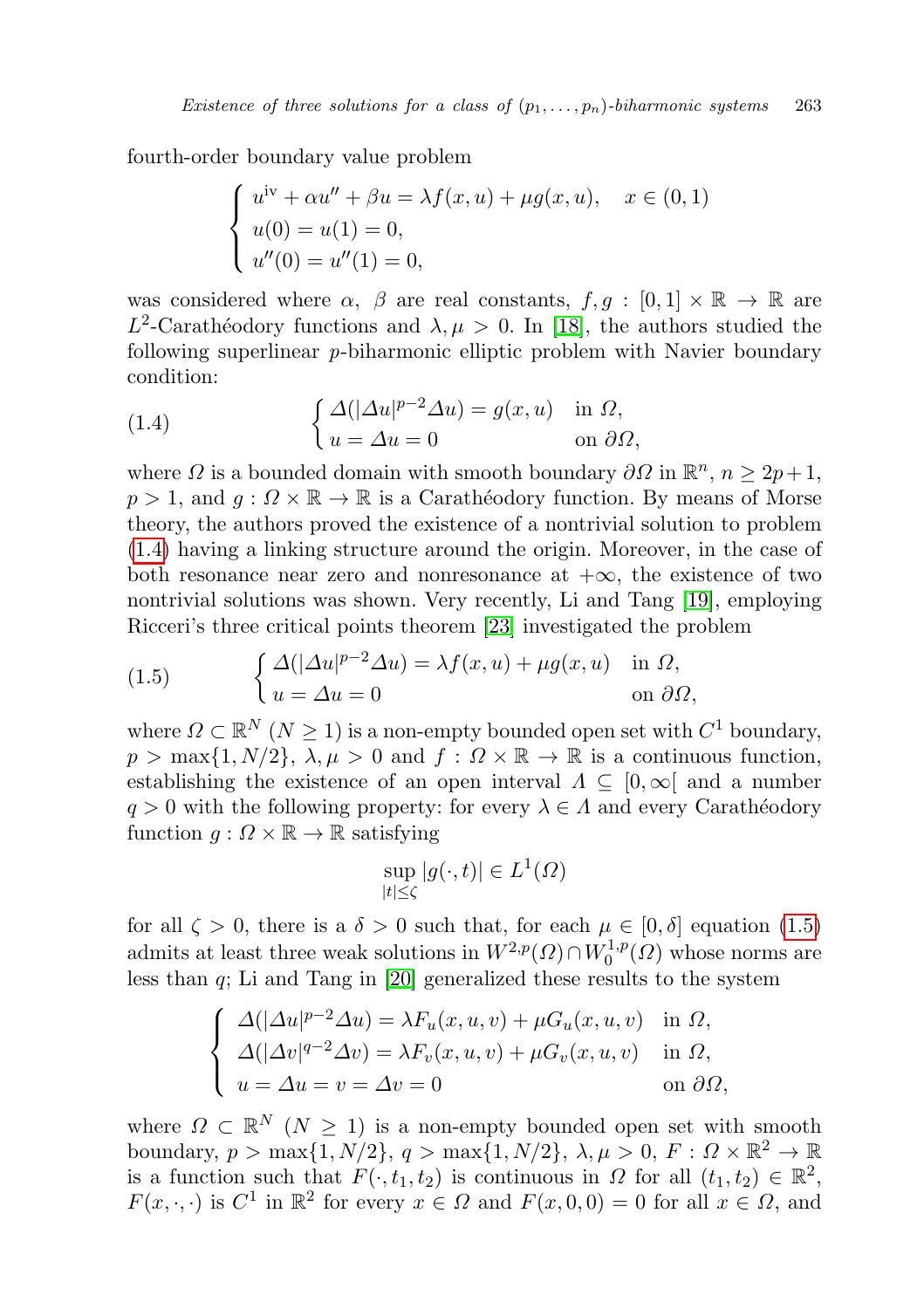fourth-order boundary value problem

$$\begin{cases} u^{\mathrm{iv}} + \alpha u'' + \beta u = \lambda f(x,u) + \mu g(x,u), & x \in (0,1) \\ u(0) = u(1) = 0, \\ u''(0) = u''(1) = 0, \end{cases}$$

was considered where $\alpha$, $\beta$ are real constants, $f, g : [0,1] \times \mathbb{R} \to \mathbb{R}$ are $L^2$-Carathéodory functions and $\lambda, \mu > 0$. In [18], the authors studied the following superlinear $p$-biharmonic elliptic problem with Navier boundary condition:

$$\text{(1.4)} \qquad \begin{cases} \Delta(|\Delta u|^{p-2}\Delta u) = g(x,u) & \text{in } \Omega, \\ u = \Delta u = 0 & \text{on } \partial\Omega, \end{cases}$$

where $\Omega$ is a bounded domain with smooth boundary $\partial\Omega$ in $\mathbb{R}^n$, $n \geq 2p+1$, $p > 1$, and $g : \Omega \times \mathbb{R} \to \mathbb{R}$ is a Carathéodory function. By means of Morse theory, the authors proved the existence of a nontrivial solution to problem (1.4) having a linking structure around the origin. Moreover, in the case of both resonance near zero and nonresonance at $+\infty$, the existence of two nontrivial solutions was shown. Very recently, Li and Tang [19], employing Ricceri's three critical points theorem [23] investigated the problem

$$\text{(1.5)} \qquad \begin{cases} \Delta(|\Delta u|^{p-2}\Delta u) = \lambda f(x,u) + \mu g(x,u) & \text{in } \Omega, \\ u = \Delta u = 0 & \text{on } \partial\Omega, \end{cases}$$

where $\Omega \subset \mathbb{R}^N$ ($N \geq 1$) is a non-empty bounded open set with $C^1$ boundary, $p > \max\{1, N/2\}$, $\lambda, \mu > 0$ and $f : \Omega \times \mathbb{R} \to \mathbb{R}$ is a continuous function, establishing the existence of an open interval $\Lambda \subseteq [0, \infty[$ and a number $q > 0$ with the following property: for every $\lambda \in \Lambda$ and every Carathéodory function $g : \Omega \times \mathbb{R} \to \mathbb{R}$ satisfying

$$\sup_{|t| \leq \zeta} |g(\cdot, t)| \in L^1(\Omega)$$

for all $\zeta > 0$, there is a $\delta > 0$ such that, for each $\mu \in [0, \delta]$ equation (1.5) admits at least three weak solutions in $W^{2,p}(\Omega) \cap W_0^{1,p}(\Omega)$ whose norms are less than $q$; Li and Tang in [20] generalized these results to the system

$$\begin{cases} \Delta(|\Delta u|^{p-2}\Delta u) = \lambda F_u(x,u,v) + \mu G_u(x,u,v) & \text{in } \Omega, \\ \Delta(|\Delta v|^{q-2}\Delta v) = \lambda F_v(x,u,v) + \mu G_v(x,u,v) & \text{in } \Omega, \\ u = \Delta u = v = \Delta v = 0 & \text{on } \partial\Omega, \end{cases}$$

where $\Omega \subset \mathbb{R}^N$ ($N \geq 1$) is a non-empty bounded open set with smooth boundary, $p > \max\{1, N/2\}$, $q > \max\{1, N/2\}$, $\lambda, \mu > 0$, $F : \Omega \times \mathbb{R}^2 \to \mathbb{R}$ is a function such that $F(\cdot, t_1, t_2)$ is continuous in $\Omega$ for all $(t_1, t_2) \in \mathbb{R}^2$, $F(x, \cdot, \cdot)$ is $C^1$ in $\mathbb{R}^2$ for every $x \in \Omega$ and $F(x, 0, 0) = 0$ for all $x \in \Omega$, and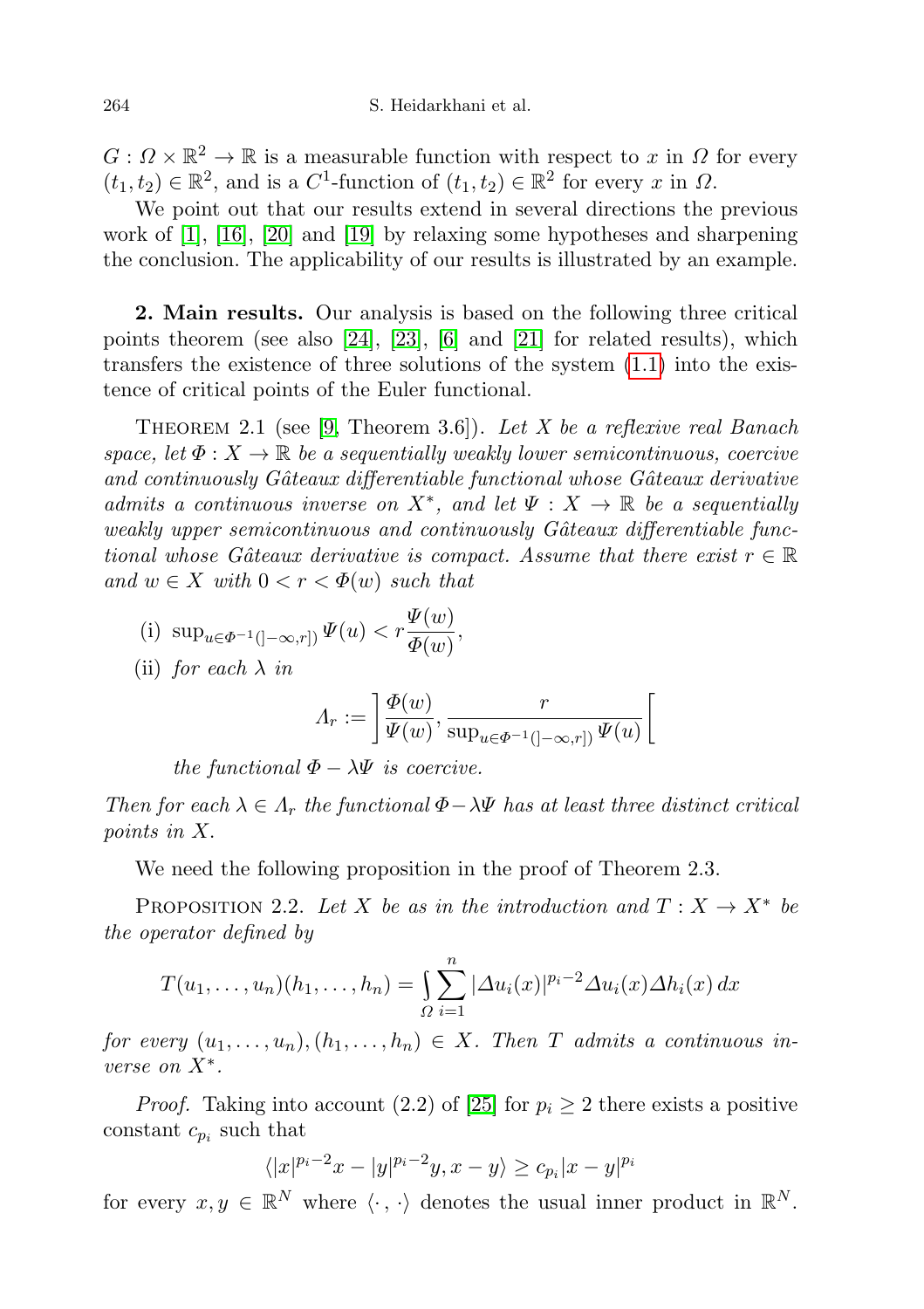$G : \Omega \times \mathbb{R}^2 \to \mathbb{R}$ is a measurable function with respect to $x$ in $\Omega$ for every $(t_1, t_2) \in \mathbb{R}^2$, and is a $C^1$-function of $(t_1, t_2) \in \mathbb{R}^2$ for every $x$ in $\Omega$.

We point out that our results extend in several directions the previous work of [1], [16], [20] and [19] by relaxing some hypotheses and sharpening the conclusion. The applicability of our results is illustrated by an example.

**2. Main results.** Our analysis is based on the following three critical points theorem (see also [24], [23], [6] and [21] for related results), which transfers the existence of three solutions of the system (1.1) into the existence of critical points of the Euler functional.

THEOREM 2.1 (see [9, Theorem 3.6]). *Let $X$ be a reflexive real Banach space, let $\Phi : X \to \mathbb{R}$ be a sequentially weakly lower semicontinuous, coercive and continuously Gâteaux differentiable functional whose Gâteaux derivative admits a continuous inverse on $X^*$, and let $\Psi : X \to \mathbb{R}$ be a sequentially weakly upper semicontinuous and continuously Gâteaux differentiable functional whose Gâteaux derivative is compact. Assume that there exist $r \in \mathbb{R}$ and $w \in X$ with $0 < r < \Phi(w)$ such that*

(i) $\sup_{u\in\Phi^{-1}(]-\infty,r])} \Psi(u) < r\dfrac{\Psi(w)}{\Phi(w)}$,

(ii) *for each $\lambda$ in*
$$\Lambda_r := \left]\frac{\Phi(w)}{\Psi(w)}, \frac{r}{\sup_{u\in\Phi^{-1}(]-\infty,r])} \Psi(u)}\right[$$
*the functional $\Phi - \lambda\Psi$ is coercive.*

*Then for each $\lambda \in \Lambda_r$ the functional $\Phi-\lambda\Psi$ has at least three distinct critical points in $X$.*

We need the following proposition in the proof of Theorem 2.3.

PROPOSITION 2.2. *Let $X$ be as in the introduction and $T : X \to X^*$ be the operator defined by*
$$T(u_1, \ldots, u_n)(h_1, \ldots, h_n) = \int_\Omega \sum_{i=1}^{n} |\Delta u_i(x)|^{p_i-2}\Delta u_i(x)\Delta h_i(x)\, dx$$
*for every $(u_1, \ldots, u_n), (h_1, \ldots, h_n) \in X$. Then $T$ admits a continuous inverse on $X^*$.*

*Proof.* Taking into account (2.2) of [25] for $p_i \geq 2$ there exists a positive constant $c_{p_i}$ such that
$$\langle |x|^{p_i-2}x - |y|^{p_i-2}y, x - y\rangle \geq c_{p_i}|x - y|^{p_i}$$
for every $x, y \in \mathbb{R}^N$ where $\langle \cdot, \cdot\rangle$ denotes the usual inner product in $\mathbb{R}^N$.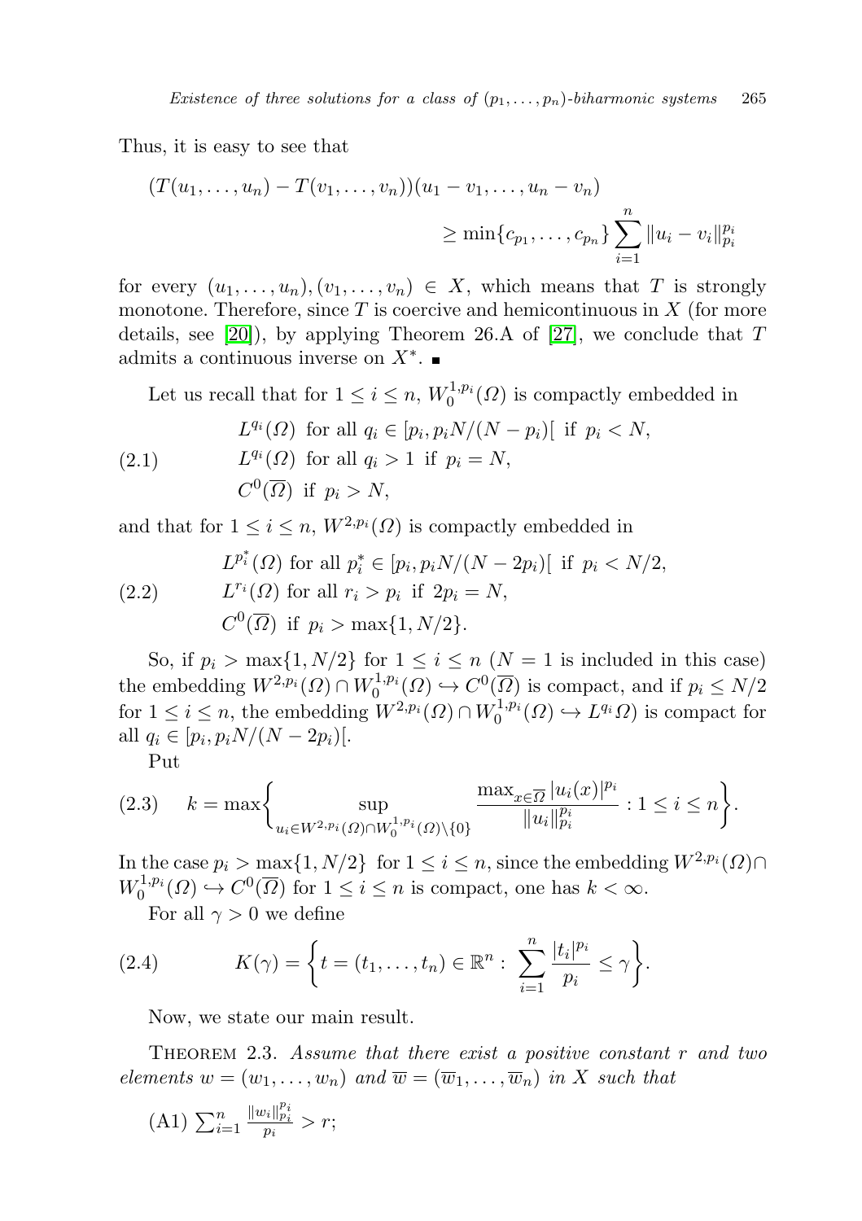Thus, it is easy to see that

$$(T(u_1,\dots,u_n) - T(v_1,\dots,v_n))(u_1 - v_1,\dots,u_n - v_n) \geq \min\{c_{p_1},\dots,c_{p_n}\} \sum_{i=1}^{n} \|u_i - v_i\|_{p_i}^{p_i}$$

for every $(u_1,\dots,u_n),(v_1,\dots,v_n) \in X$, which means that $T$ is strongly monotone. Therefore, since $T$ is coercive and hemicontinuous in $X$ (for more details, see [20]), by applying Theorem 26.A of [27], we conclude that $T$ admits a continuous inverse on $X^*$. ■

Let us recall that for $1 \leq i \leq n$, $W_0^{1,p_i}(\Omega)$ is compactly embedded in

$$\text{(2.1)} \qquad \begin{aligned} &L^{q_i}(\Omega) \ \text{ for all } q_i \in [p_i, p_iN/(N-p_i)[ \ \text{ if } p_i < N,\\ &L^{q_i}(\Omega) \ \text{ for all } q_i > 1 \ \text{ if } p_i = N,\\ &C^0(\overline{\Omega}) \ \text{ if } p_i > N, \end{aligned}$$

and that for $1 \leq i \leq n$, $W^{2,p_i}(\Omega)$ is compactly embedded in

$$\text{(2.2)} \qquad \begin{aligned} &L^{p_i^*}(\Omega) \text{ for all } p_i^* \in [p_i, p_iN/(N-2p_i)[ \ \text{ if } p_i < N/2,\\ &L^{r_i}(\Omega) \text{ for all } r_i > p_i \ \text{ if } 2p_i = N,\\ &C^0(\overline{\Omega}) \ \text{ if } p_i > \max\{1, N/2\}. \end{aligned}$$

So, if $p_i > \max\{1, N/2\}$ for $1 \leq i \leq n$ ($N = 1$ is included in this case) the embedding $W^{2,p_i}(\Omega) \cap W_0^{1,p_i}(\Omega) \hookrightarrow C^0(\overline{\Omega})$ is compact, and if $p_i \leq N/2$ for $1 \leq i \leq n$, the embedding $W^{2,p_i}(\Omega) \cap W_0^{1,p_i}(\Omega) \hookrightarrow L^{q_i}\Omega)$ is compact for all $q_i \in [p_i, p_iN/(N-2p_i)[$.

Put

$$\text{(2.3)} \qquad k = \max\left\{ \sup_{u_i \in W^{2,p_i}(\Omega) \cap W_0^{1,p_i}(\Omega)\setminus\{0\}} \frac{\max_{x\in\overline{\Omega}} |u_i(x)|^{p_i}}{\|u_i\|_{p_i}^{p_i}} : 1 \leq i \leq n \right\}.$$

In the case $p_i > \max\{1, N/2\}$ for $1 \leq i \leq n$, since the embedding $W^{2,p_i}(\Omega) \cap W_0^{1,p_i}(\Omega) \hookrightarrow C^0(\overline{\Omega})$ for $1 \leq i \leq n$ is compact, one has $k < \infty$.

For all $\gamma > 0$ we define

$$\text{(2.4)} \qquad K(\gamma) = \left\{ t = (t_1,\dots,t_n) \in \mathbb{R}^n : \sum_{i=1}^{n} \frac{|t_i|^{p_i}}{p_i} \leq \gamma \right\}.$$

Now, we state our main result.

THEOREM 2.3. *Assume that there exist a positive constant $r$ and two elements $w = (w_1,\dots,w_n)$ and $\overline{w} = (\overline{w}_1,\dots,\overline{w}_n)$ in $X$ such that*

(A1) $\sum_{i=1}^{n} \frac{\|w_i\|_{p_i}^{p_i}}{p_i} > r$;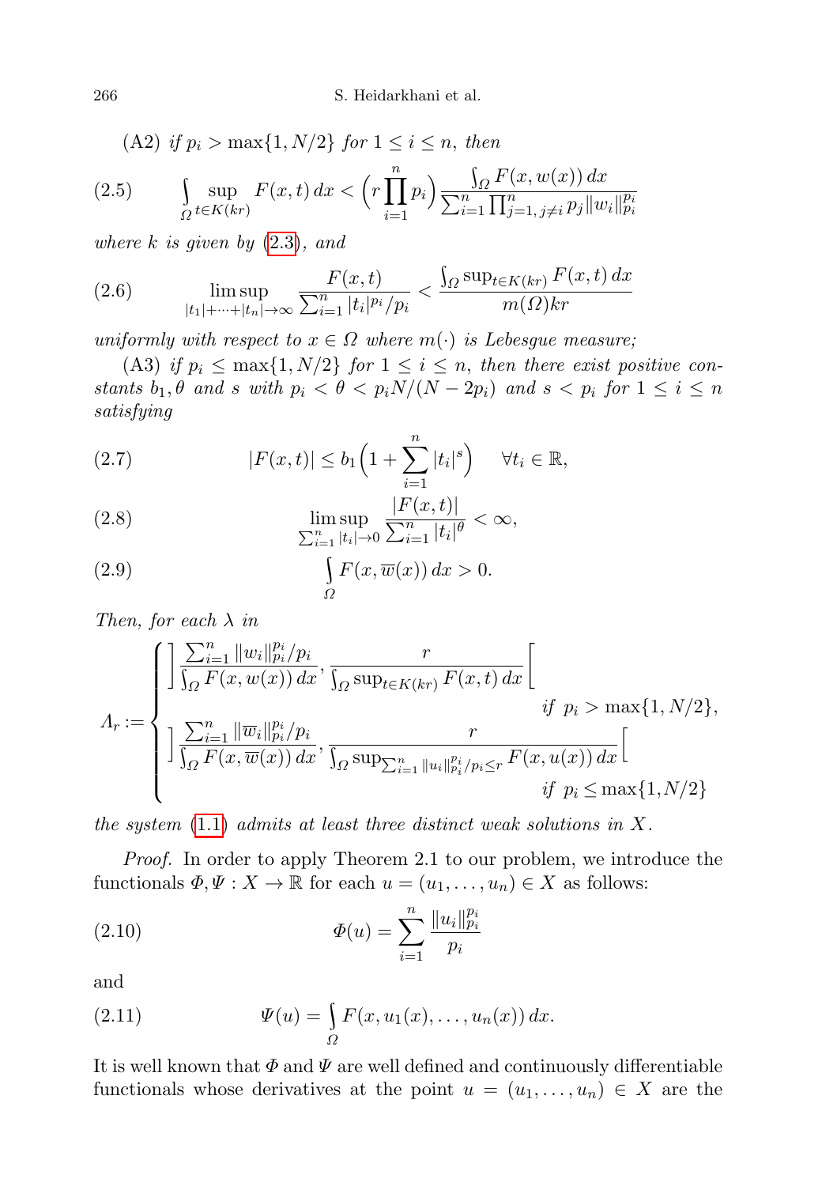(A2) *if* $p_i > \max\{1, N/2\}$ *for* $1 \le i \le n$, *then*

$$\int_{\Omega} \sup_{t \in K(kr)} F(x,t)\,dx < \Big(r \prod_{i=1}^{n} p_i\Big) \frac{\int_{\Omega} F(x, w(x))\,dx}{\sum_{i=1}^{n} \prod_{j=1,\, j\neq i}^{n} p_j \|w_i\|_{p_i}^{p_i}} \tag{2.5}$$

*where* $k$ *is given by* (2.3), *and*

$$\limsup_{|t_1|+\cdots+|t_n| \to \infty} \frac{F(x,t)}{\sum_{i=1}^{n} |t_i|^{p_i}/p_i} < \frac{\int_{\Omega} \sup_{t \in K(kr)} F(x,t)\,dx}{m(\Omega) kr} \tag{2.6}$$

*uniformly with respect to* $x \in \Omega$ *where* $m(\cdot)$ *is Lebesgue measure;*

(A3) *if* $p_i \le \max\{1, N/2\}$ *for* $1 \le i \le n$, *then there exist positive constants* $b_1, \theta$ *and* $s$ *with* $p_i < \theta < p_i N/(N - 2p_i)$ *and* $s < p_i$ *for* $1 \le i \le n$ *satisfying*

$$|F(x,t)| \le b_1 \Big(1 + \sum_{i=1}^{n} |t_i|^s\Big) \qquad \forall t_i \in \mathbb{R}, \tag{2.7}$$

$$\limsup_{\sum_{i=1}^{n} |t_i| \to 0} \frac{|F(x,t)|}{\sum_{i=1}^{n} |t_i|^{\theta}} < \infty, \tag{2.8}$$

$$\int_{\Omega} F(x, \overline{w}(x))\,dx > 0. \tag{2.9}$$

*Then, for each* $\lambda$ *in*

$$\Lambda_r := \begin{cases} \Big] \dfrac{\sum_{i=1}^{n} \|w_i\|_{p_i}^{p_i}/p_i}{\int_{\Omega} F(x, w(x))\,dx}, \dfrac{r}{\int_{\Omega} \sup_{t \in K(kr)} F(x,t)\,dx} \Big[ & \text{if } p_i > \max\{1, N/2\}, \\ \Big] \dfrac{\sum_{i=1}^{n} \|\overline{w}_i\|_{p_i}^{p_i}/p_i}{\int_{\Omega} F(x, \overline{w}(x))\,dx}, \dfrac{r}{\int_{\Omega} \sup_{\sum_{i=1}^{n} \|u_i\|_{p_i}^{p_i}/p_i \le r} F(x, u(x))\,dx} \Big[ & \text{if } p_i \le \max\{1, N/2\} \end{cases}$$

*the system* (1.1) *admits at least three distinct weak solutions in* $X$.

*Proof.* In order to apply Theorem 2.1 to our problem, we introduce the functionals $\Phi, \Psi : X \to \mathbb{R}$ for each $u = (u_1, \ldots, u_n) \in X$ as follows:

$$\Phi(u) = \sum_{i=1}^{n} \frac{\|u_i\|_{p_i}^{p_i}}{p_i} \tag{2.10}$$

and

$$\Psi(u) = \int_{\Omega} F(x, u_1(x), \ldots, u_n(x))\,dx. \tag{2.11}$$

It is well known that $\Phi$ and $\Psi$ are well defined and continuously differentiable functionals whose derivatives at the point $u = (u_1, \ldots, u_n) \in X$ are the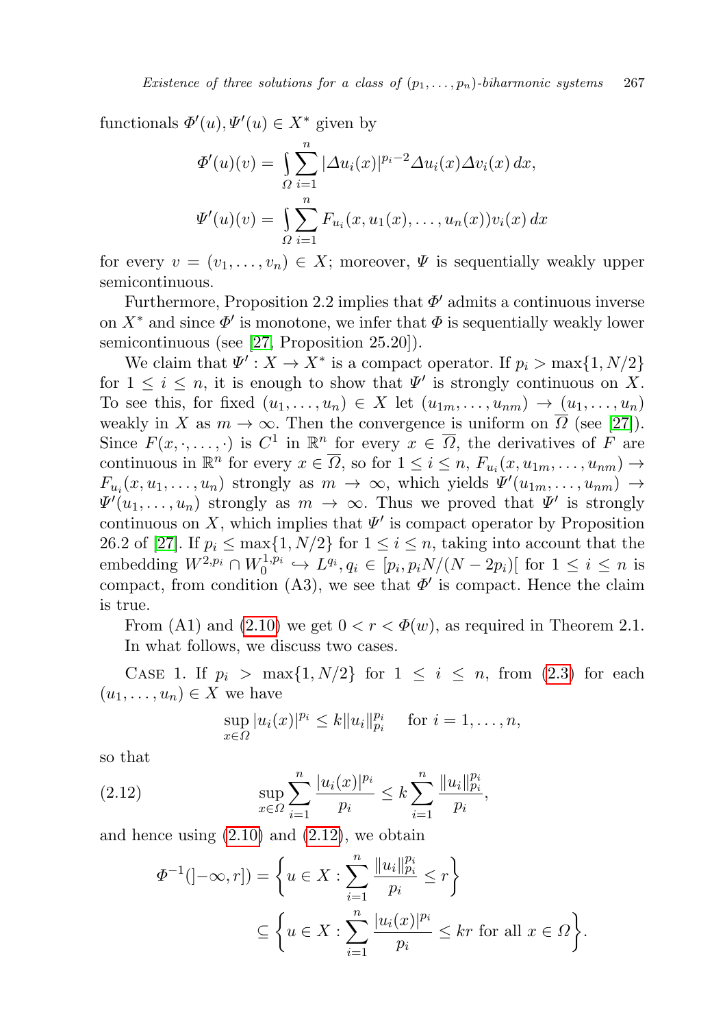functionals $\Phi'(u), \Psi'(u) \in X^*$ given by

$$\Phi'(u)(v) = \int_\Omega \sum_{i=1}^n |\Delta u_i(x)|^{p_i-2} \Delta u_i(x) \Delta v_i(x)\, dx,$$

$$\Psi'(u)(v) = \int_\Omega \sum_{i=1}^n F_{u_i}(x, u_1(x), \ldots, u_n(x)) v_i(x)\, dx$$

for every $v = (v_1, \ldots, v_n) \in X$; moreover, $\Psi$ is sequentially weakly upper semicontinuous.

Furthermore, Proposition 2.2 implies that $\Phi'$ admits a continuous inverse on $X^*$ and since $\Phi'$ is monotone, we infer that $\Phi$ is sequentially weakly lower semicontinuous (see [27, Proposition 25.20]).

We claim that $\Psi' : X \to X^*$ is a compact operator. If $p_i > \max\{1, N/2\}$ for $1 \le i \le n$, it is enough to show that $\Psi'$ is strongly continuous on $X$. To see this, for fixed $(u_1, \ldots, u_n) \in X$ let $(u_{1m}, \ldots, u_{nm}) \to (u_1, \ldots, u_n)$ weakly in $X$ as $m \to \infty$. Then the convergence is uniform on $\overline{\Omega}$ (see [27]). Since $F(x, \cdot, \ldots, \cdot)$ is $C^1$ in $\mathbb{R}^n$ for every $x \in \overline{\Omega}$, the derivatives of $F$ are continuous in $\mathbb{R}^n$ for every $x \in \overline{\Omega}$, so for $1 \le i \le n$, $F_{u_i}(x, u_{1m}, \ldots, u_{nm}) \to F_{u_i}(x, u_1, \ldots, u_n)$ strongly as $m \to \infty$, which yields $\Psi'(u_{1m}, \ldots, u_{nm}) \to \Psi'(u_1, \ldots, u_n)$ strongly as $m \to \infty$. Thus we proved that $\Psi'$ is strongly continuous on $X$, which implies that $\Psi'$ is compact operator by Proposition 26.2 of [27]. If $p_i \le \max\{1, N/2\}$ for $1 \le i \le n$, taking into account that the embedding $W^{2,p_i} \cap W_0^{1,p_i} \hookrightarrow L^{q_i}, q_i \in [p_i, p_i N/(N - 2p_i)[$ for $1 \le i \le n$ is compact, from condition (A3), we see that $\Phi'$ is compact. Hence the claim is true.

From (A1) and (2.10) we get $0 < r < \Phi(w)$, as required in Theorem 2.1. In what follows, we discuss two cases.

Case 1. If $p_i > \max\{1, N/2\}$ for $1 \le i \le n$, from (2.3) for each $(u_1, \ldots, u_n) \in X$ we have

$$\sup_{x \in \Omega} |u_i(x)|^{p_i} \le k \|u_i\|_{p_i}^{p_i} \quad \text{for } i = 1, \ldots, n,$$

so that

$$\sup_{x \in \Omega} \sum_{i=1}^n \frac{|u_i(x)|^{p_i}}{p_i} \le k \sum_{i=1}^n \frac{\|u_i\|_{p_i}^{p_i}}{p_i}, \tag{2.12}$$

and hence using (2.10) and (2.12), we obtain

$$\begin{aligned} \Phi^{-1}(]-\infty, r]) &= \left\{ u \in X : \sum_{i=1}^n \frac{\|u_i\|_{p_i}^{p_i}}{p_i} \le r \right\} \\ &\subseteq \left\{ u \in X : \sum_{i=1}^n \frac{|u_i(x)|^{p_i}}{p_i} \le kr \text{ for all } x \in \Omega \right\}. \end{aligned}$$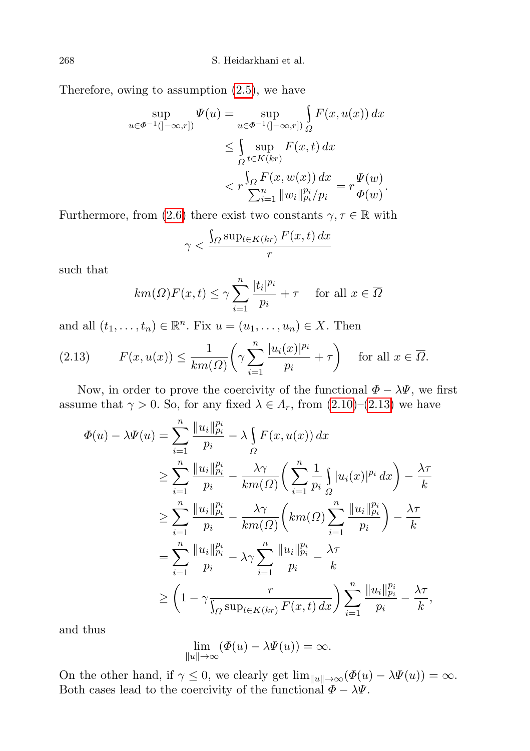Therefore, owing to assumption (2.5), we have

$$\begin{aligned}
\sup_{u\in\Phi^{-1}(]-\infty,r])}\Psi(u) &= \sup_{u\in\Phi^{-1}(]-\infty,r])}\int_{\Omega} F(x,u(x))\,dx \\
&\le \int_{\Omega} \sup_{t\in K(kr)} F(x,t)\,dx \\
&< r\frac{\int_{\Omega} F(x,w(x))\,dx}{\sum_{i=1}^{n}\|w_i\|_{p_i}^{p_i}/p_i} = r\frac{\Psi(w)}{\Phi(w)}.
\end{aligned}$$

Furthermore, from (2.6) there exist two constants $\gamma,\tau\in\mathbb{R}$ with

$$\gamma < \frac{\int_{\Omega}\sup_{t\in K(kr)} F(x,t)\,dx}{r}$$

such that

$$km(\Omega)F(x,t) \le \gamma\sum_{i=1}^{n}\frac{|t_i|^{p_i}}{p_i} + \tau \quad \text{ for all } x\in\overline{\Omega}$$

and all $(t_1,\dots,t_n)\in\mathbb{R}^n$. Fix $u=(u_1,\dots,u_n)\in X$. Then

$$F(x,u(x)) \le \frac{1}{km(\Omega)}\bigg(\gamma\sum_{i=1}^{n}\frac{|u_i(x)|^{p_i}}{p_i}+\tau\bigg) \quad \text{ for all } x\in\overline{\Omega}. \tag{2.13}$$

Now, in order to prove the coercivity of the functional $\Phi-\lambda\Psi$, we first assume that $\gamma>0$. So, for any fixed $\lambda\in\Lambda_r$, from (2.10)–(2.13) we have

$$\begin{aligned}
\Phi(u)-\lambda\Psi(u) &= \sum_{i=1}^{n}\frac{\|u_i\|_{p_i}^{p_i}}{p_i} - \lambda\int_{\Omega}F(x,u(x))\,dx \\
&\ge \sum_{i=1}^{n}\frac{\|u_i\|_{p_i}^{p_i}}{p_i} - \frac{\lambda\gamma}{km(\Omega)}\bigg(\sum_{i=1}^{n}\frac{1}{p_i}\int_{\Omega}|u_i(x)|^{p_i}\,dx\bigg) - \frac{\lambda\tau}{k} \\
&\ge \sum_{i=1}^{n}\frac{\|u_i\|_{p_i}^{p_i}}{p_i} - \frac{\lambda\gamma}{km(\Omega)}\bigg(km(\Omega)\sum_{i=1}^{n}\frac{\|u_i\|_{p_i}^{p_i}}{p_i}\bigg) - \frac{\lambda\tau}{k} \\
&= \sum_{i=1}^{n}\frac{\|u_i\|_{p_i}^{p_i}}{p_i} - \lambda\gamma\sum_{i=1}^{n}\frac{\|u_i\|_{p_i}^{p_i}}{p_i} - \frac{\lambda\tau}{k} \\
&\ge \bigg(1-\gamma\frac{r}{\int_{\Omega}\sup_{t\in K(kr)}F(x,t)\,dx}\bigg)\sum_{i=1}^{n}\frac{\|u_i\|_{p_i}^{p_i}}{p_i} - \frac{\lambda\tau}{k},
\end{aligned}$$

and thus

$$\lim_{\|u\|\to\infty}(\Phi(u)-\lambda\Psi(u)) = \infty.$$

On the other hand, if $\gamma\le 0$, we clearly get $\lim_{\|u\|\to\infty}(\Phi(u)-\lambda\Psi(u))=\infty$. Both cases lead to the coercivity of the functional $\Phi-\lambda\Psi$.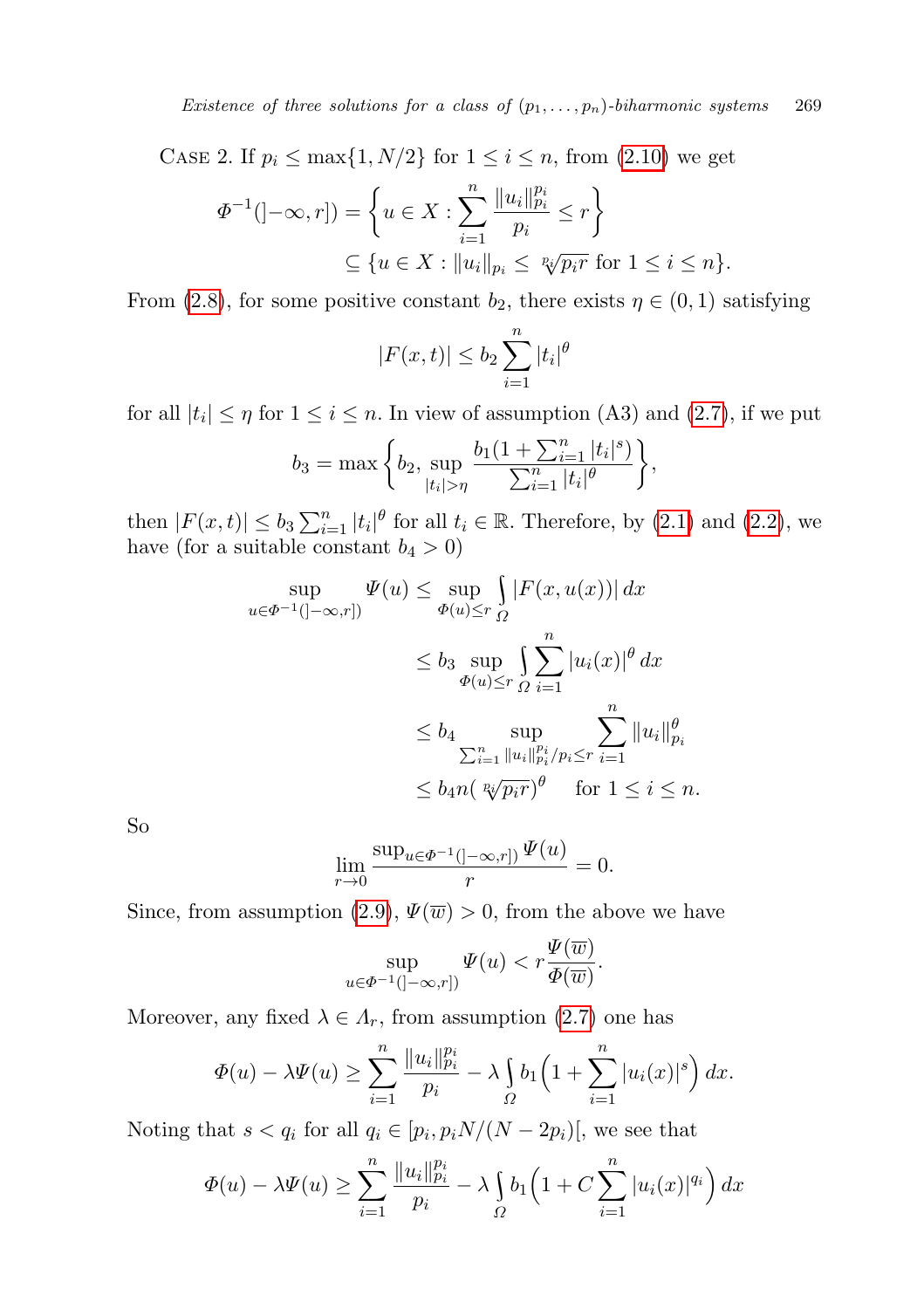CASE 2. If $p_i \leq \max\{1, N/2\}$ for $1 \leq i \leq n$, from (2.10) we get

$$\Phi^{-1}(]-\infty, r]) = \left\{u \in X : \sum_{i=1}^{n} \frac{\|u_i\|_{p_i}^{p_i}}{p_i} \leq r\right\}$$
$$\subseteq \{u \in X : \|u_i\|_{p_i} \leq \sqrt[p_i]{p_i r} \text{ for } 1 \leq i \leq n\}.$$

From (2.8), for some positive constant $b_2$, there exists $\eta \in (0,1)$ satisfying

$$|F(x,t)| \leq b_2 \sum_{i=1}^{n} |t_i|^{\theta}$$

for all $|t_i| \leq \eta$ for $1 \leq i \leq n$. In view of assumption (A3) and (2.7), if we put

$$b_3 = \max\left\{b_2, \sup_{|t_i|>\eta} \frac{b_1(1+\sum_{i=1}^{n}|t_i|^s)}{\sum_{i=1}^{n}|t_i|^{\theta}}\right\},$$

then $|F(x,t)| \leq b_3 \sum_{i=1}^{n} |t_i|^{\theta}$ for all $t_i \in \mathbb{R}$. Therefore, by (2.1) and (2.2), we have (for a suitable constant $b_4 > 0$)

$$\begin{aligned}
\sup_{u \in \Phi^{-1}(]-\infty, r])} \Psi(u) &\leq \sup_{\Phi(u) \leq r} \int_{\Omega} |F(x, u(x))|\, dx \\
&\leq b_3 \sup_{\Phi(u) \leq r} \int_{\Omega} \sum_{i=1}^{n} |u_i(x)|^{\theta}\, dx \\
&\leq b_4 \sup_{\sum_{i=1}^{n} \|u_i\|_{p_i}^{p_i}/p_i \leq r} \sum_{i=1}^{n} \|u_i\|_{p_i}^{\theta} \\
&\leq b_4 n (\sqrt[p_i]{p_i r})^{\theta} \quad \text{ for } 1 \leq i \leq n.
\end{aligned}$$

So

$$\lim_{r \to 0} \frac{\sup_{u \in \Phi^{-1}(]-\infty, r])} \Psi(u)}{r} = 0.$$

Since, from assumption (2.9), $\Psi(\overline{w}) > 0$, from the above we have

$$\sup_{u \in \Phi^{-1}(]-\infty, r])} \Psi(u) < r \frac{\Psi(\overline{w})}{\Phi(\overline{w})}.$$

Moreover, any fixed $\lambda \in \Lambda_r$, from assumption (2.7) one has

$$\Phi(u) - \lambda \Psi(u) \geq \sum_{i=1}^{n} \frac{\|u_i\|_{p_i}^{p_i}}{p_i} - \lambda \int_{\Omega} b_1 \Big(1 + \sum_{i=1}^{n} |u_i(x)|^s\Big)\, dx.$$

Noting that $s < q_i$ for all $q_i \in [p_i, p_i N/(N-2p_i)[$, we see that

$$\Phi(u) - \lambda \Psi(u) \geq \sum_{i=1}^{n} \frac{\|u_i\|_{p_i}^{p_i}}{p_i} - \lambda \int_{\Omega} b_1 \Big(1 + C \sum_{i=1}^{n} |u_i(x)|^{q_i}\Big)\, dx$$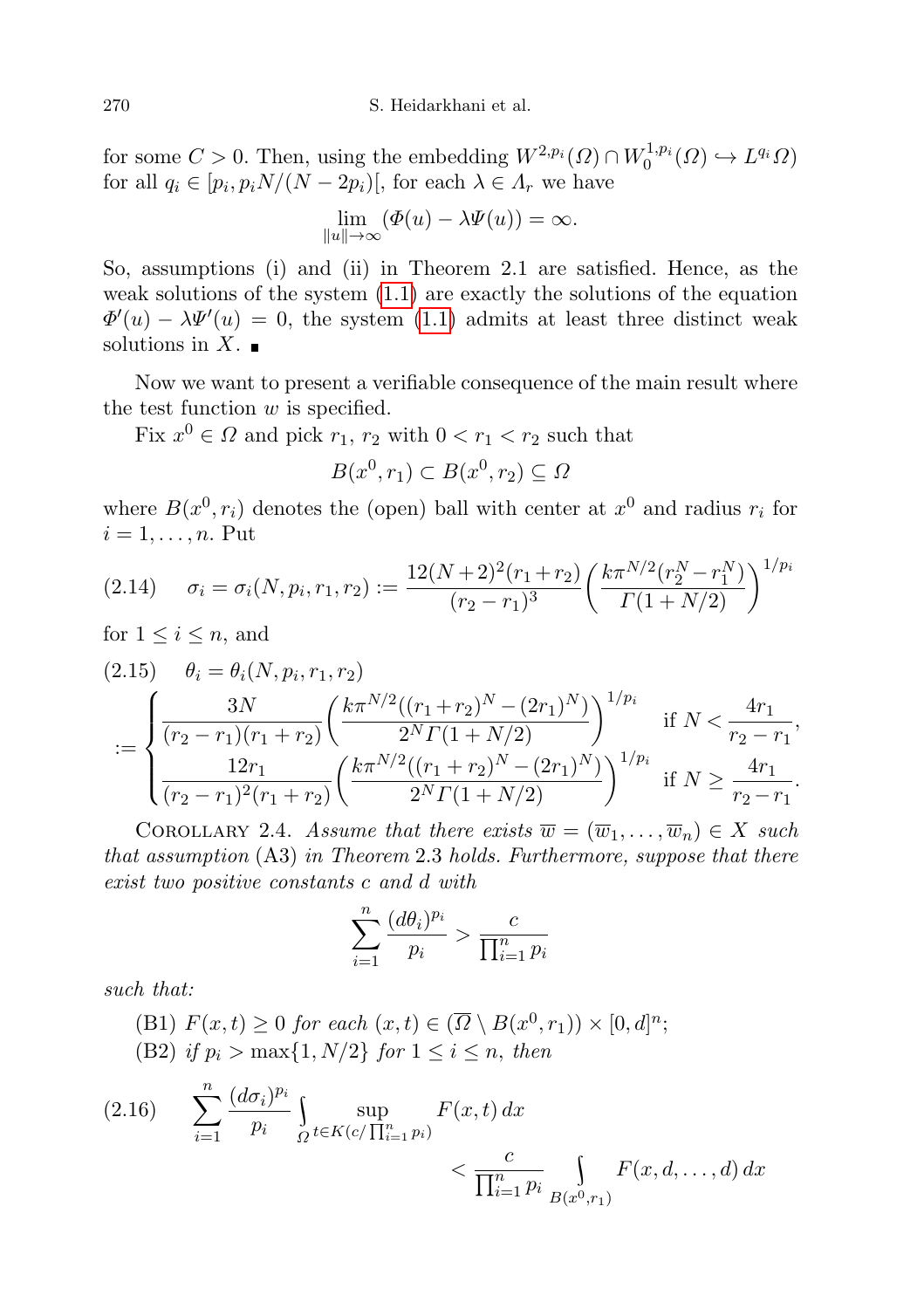for some $C > 0$. Then, using the embedding $W^{2,p_i}(\Omega) \cap W_0^{1,p_i}(\Omega) \hookrightarrow L^{q_i}\Omega)$ for all $q_i \in [p_i, p_i N/(N-2p_i)[$, for each $\lambda \in \Lambda_r$ we have

$$\lim_{\|u\| \to \infty} (\Phi(u) - \lambda \Psi(u)) = \infty.$$

So, assumptions (i) and (ii) in Theorem 2.1 are satisfied. Hence, as the weak solutions of the system (1.1) are exactly the solutions of the equation $\Phi'(u) - \lambda \Psi'(u) = 0$, the system (1.1) admits at least three distinct weak solutions in $X$. ∎

Now we want to present a verifiable consequence of the main result where the test function $w$ is specified.

Fix $x^0 \in \Omega$ and pick $r_1$, $r_2$ with $0 < r_1 < r_2$ such that

$$B(x^0, r_1) \subset B(x^0, r_2) \subseteq \Omega$$

where $B(x^0, r_i)$ denotes the (open) ball with center at $x^0$ and radius $r_i$ for $i = 1, \ldots, n$. Put

$$\sigma_i = \sigma_i(N, p_i, r_1, r_2) := \frac{12(N+2)^2(r_1+r_2)}{(r_2-r_1)^3}\left(\frac{k\pi^{N/2}(r_2^N - r_1^N)}{\Gamma(1+N/2)}\right)^{1/p_i} \tag{2.14}$$

for $1 \le i \le n$, and

$$\begin{aligned} &\theta_i = \theta_i(N, p_i, r_1, r_2) \\ &:= \begin{cases} \dfrac{3N}{(r_2-r_1)(r_1+r_2)}\left(\dfrac{k\pi^{N/2}((r_1+r_2)^N - (2r_1)^N)}{2^N \Gamma(1+N/2)}\right)^{1/p_i} & \text{if } N < \dfrac{4r_1}{r_2-r_1}, \\ \dfrac{12r_1}{(r_2-r_1)^2(r_1+r_2)}\left(\dfrac{k\pi^{N/2}((r_1+r_2)^N - (2r_1)^N)}{2^N \Gamma(1+N/2)}\right)^{1/p_i} & \text{if } N \ge \dfrac{4r_1}{r_2-r_1}. \end{cases} \end{aligned} \tag{2.15}$$

Corollary 2.4. *Assume that there exists $\overline{w} = (\overline{w}_1, \ldots, \overline{w}_n) \in X$ such that assumption* (A3) *in Theorem* 2.3 *holds. Furthermore, suppose that there exist two positive constants $c$ and $d$ with*

$$\sum_{i=1}^n \frac{(d\theta_i)^{p_i}}{p_i} > \frac{c}{\prod_{i=1}^n p_i}$$

*such that:*

(B1) *$F(x,t) \ge 0$ for each $(x,t) \in (\overline{\Omega} \setminus B(x^0, r_1)) \times [0,d]^n$;*

(B2) *if $p_i > \max\{1, N/2\}$ for $1 \le i \le n$, then*

$$\sum_{i=1}^n \frac{(d\sigma_i)^{p_i}}{p_i} \int_\Omega \sup_{t \in K(c/\prod_{i=1}^n p_i)} F(x,t)\,dx < \frac{c}{\prod_{i=1}^n p_i} \int_{B(x^0,r_1)} F(x,d,\ldots,d)\,dx \tag{2.16}$$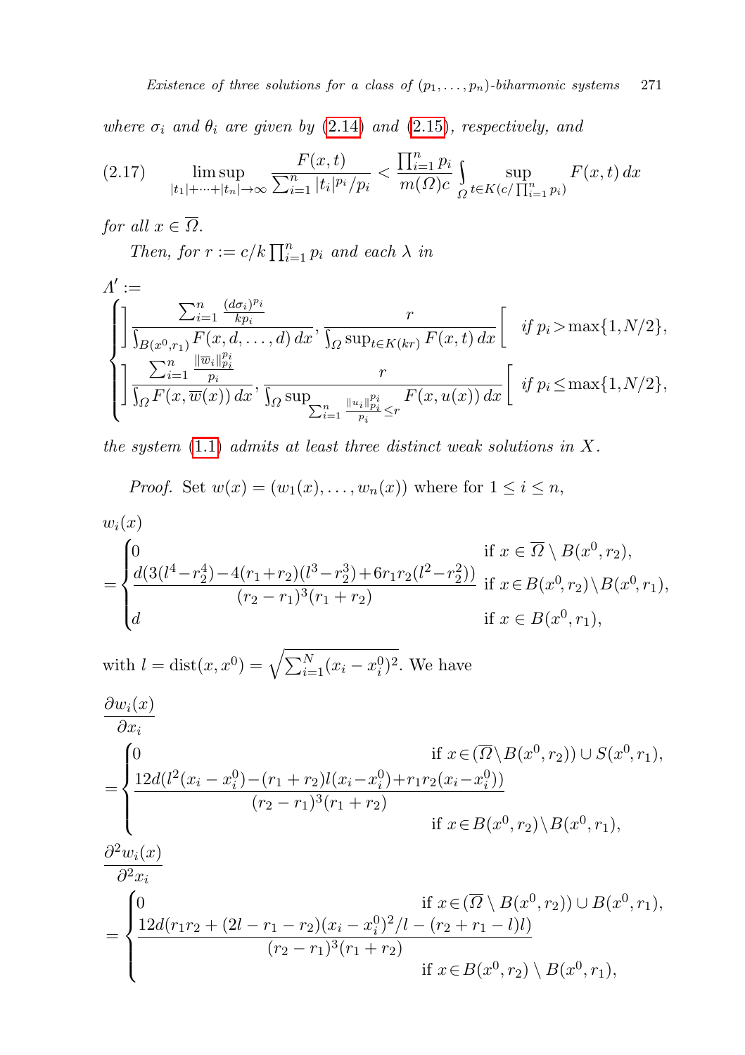*where $\sigma_i$ and $\theta_i$ are given by (2.14) and (2.15), respectively, and*

$$\limsup_{|t_1|+\cdots+|t_n|\to\infty} \frac{F(x,t)}{\sum_{i=1}^n |t_i|^{p_i}/p_i} < \frac{\prod_{i=1}^n p_i}{m(\Omega)c} \int_\Omega \sup_{t\in K(c/\prod_{i=1}^n p_i)} F(x,t)\,dx \tag{2.17}$$

*for all $x \in \overline{\Omega}$.*

*Then, for $r := c/k\prod_{i=1}^n p_i$ and each $\lambda$ in*

$$\Lambda' := \begin{cases} \left]\dfrac{\sum_{i=1}^n \frac{(d\sigma_i)^{p_i}}{kp_i}}{\int_{B(x^0,r_1)} F(x,d,\ldots,d)\,dx}, \dfrac{r}{\int_\Omega \sup_{t\in K(kr)} F(x,t)\,dx}\right[ & \text{if } p_i > \max\{1, N/2\}, \\ \left]\dfrac{\sum_{i=1}^n \frac{\|\overline{w}_i\|_{p_i}^{p_i}}{p_i}}{\int_\Omega F(x,\overline{w}(x))\,dx}, \dfrac{r}{\int_\Omega \sup_{\sum_{i=1}^n \frac{\|u_i\|_{p_i}^{p_i}}{p_i}\le r} F(x,u(x))\,dx}\right[ & \text{if } p_i \le \max\{1, N/2\}, \end{cases}$$

*the system (1.1) admits at least three distinct weak solutions in $X$.*

*Proof.* Set $w(x) = (w_1(x), \ldots, w_n(x))$ where for $1 \le i \le n$,

$$w_i(x) = \begin{cases} 0 & \text{if } x \in \overline{\Omega} \setminus B(x^0, r_2), \\ \dfrac{d(3(l^4 - r_2^4) - 4(r_1+r_2)(l^3 - r_2^3) + 6r_1r_2(l^2 - r_2^2))}{(r_2 - r_1)^3(r_1 + r_2)} & \text{if } x \in B(x^0, r_2) \setminus B(x^0, r_1), \\ d & \text{if } x \in B(x^0, r_1), \end{cases}$$

with $l = \operatorname{dist}(x, x^0) = \sqrt{\sum_{i=1}^N (x_i - x_i^0)^2}$. We have

$$\frac{\partial w_i(x)}{\partial x_i} = \begin{cases} 0 & \text{if } x \in (\overline{\Omega} \setminus B(x^0, r_2)) \cup S(x^0, r_1), \\ \dfrac{12d(l^2(x_i - x_i^0) - (r_1+r_2)l(x_i - x_i^0) + r_1r_2(x_i - x_i^0))}{(r_2 - r_1)^3(r_1 + r_2)} & \text{if } x \in B(x^0, r_2) \setminus B(x^0, r_1), \end{cases}$$

$$\frac{\partial^2 w_i(x)}{\partial^2 x_i} = \begin{cases} 0 & \text{if } x \in (\overline{\Omega} \setminus B(x^0, r_2)) \cup B(x^0, r_1), \\ \dfrac{12d(r_1r_2 + (2l - r_1 - r_2)(x_i - x_i^0)^2/l - (r_2 + r_1 - l)l)}{(r_2 - r_1)^3(r_1 + r_2)} & \text{if } x \in B(x^0, r_2) \setminus B(x^0, r_1), \end{cases}$$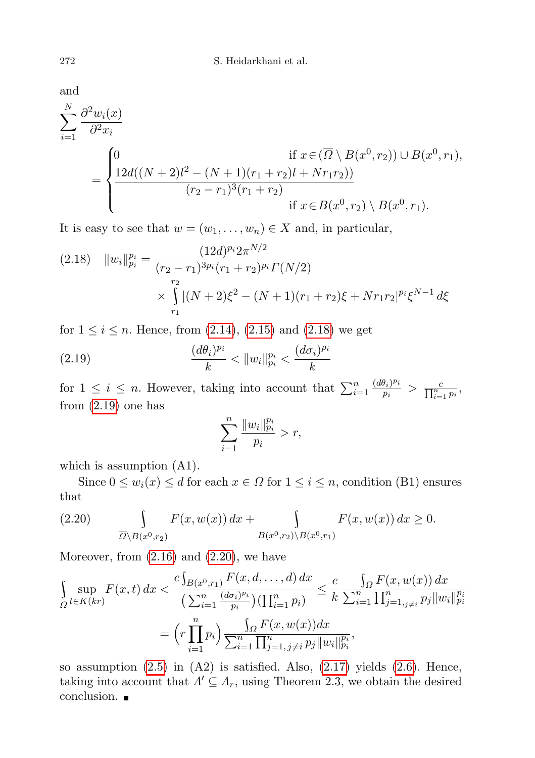and

$$\sum_{i=1}^{N} \frac{\partial^2 w_i(x)}{\partial^2 x_i} = \begin{cases} 0 & \text{if } x \in (\overline{\Omega} \setminus B(x^0, r_2)) \cup B(x^0, r_1), \\ \dfrac{12d((N+2)l^2 - (N+1)(r_1+r_2)l + Nr_1r_2))}{(r_2 - r_1)^3(r_1+r_2)} & \\ & \text{if } x \in B(x^0, r_2) \setminus B(x^0, r_1). \end{cases}$$

It is easy to see that $w = (w_1, \ldots, w_n) \in X$ and, in particular,

$$\|w_i\|_{p_i}^{p_i} = \frac{(12d)^{p_i} 2\pi^{N/2}}{(r_2 - r_1)^{3p_i}(r_1+r_2)^{p_i}\Gamma(N/2)} \times \int_{r_1}^{r_2} |(N+2)\xi^2 - (N+1)(r_1+r_2)\xi + Nr_1r_2|^{p_i}\xi^{N-1}\, d\xi \tag{2.18}$$

for $1 \le i \le n$. Hence, from (2.14), (2.15) and (2.18) we get

$$\frac{(d\theta_i)^{p_i}}{k} < \|w_i\|_{p_i}^{p_i} < \frac{(d\sigma_i)^{p_i}}{k} \tag{2.19}$$

for $1 \le i \le n$. However, taking into account that $\sum_{i=1}^{n} \frac{(d\theta_i)^{p_i}}{p_i} > \frac{c}{\prod_{i=1}^{n} p_i}$, from (2.19) one has

$$\sum_{i=1}^{n} \frac{\|w_i\|_{p_i}^{p_i}}{p_i} > r,$$

which is assumption (A1).

Since $0 \le w_i(x) \le d$ for each $x \in \Omega$ for $1 \le i \le n$, condition (B1) ensures that

$$\int_{\overline{\Omega} \setminus B(x^0, r_2)} F(x, w(x))\, dx + \int_{B(x^0, r_2) \setminus B(x^0, r_1)} F(x, w(x))\, dx \ge 0. \tag{2.20}$$

Moreover, from (2.16) and (2.20), we have

$$\begin{aligned} \int_{\Omega} \sup_{t \in K(kr)} F(x,t)\, dx &< \frac{c \int_{B(x^0, r_1)} F(x, d, \ldots, d)\, dx}{\left(\sum_{i=1}^{n} \frac{(d\sigma_i)^{p_i}}{p_i}\right)\left(\prod_{i=1}^{n} p_i\right)} \le \frac{c}{k} \frac{\int_{\Omega} F(x, w(x))\, dx}{\sum_{i=1}^{n} \prod_{j=1, j\neq i}^{n} p_j \|w_i\|_{p_i}^{p_i}} \\ &= \left(r \prod_{i=1}^{n} p_i\right) \frac{\int_{\Omega} F(x, w(x)) dx}{\sum_{i=1}^{n} \prod_{j=1, j\neq i}^{n} p_j \|w_i\|_{p_i}^{p_i}}, \end{aligned}$$

so assumption (2.5) in (A2) is satisfied. Also, (2.17) yields (2.6). Hence, taking into account that $\Lambda' \subseteq \Lambda_r$, using Theorem 2.3, we obtain the desired conclusion. ∎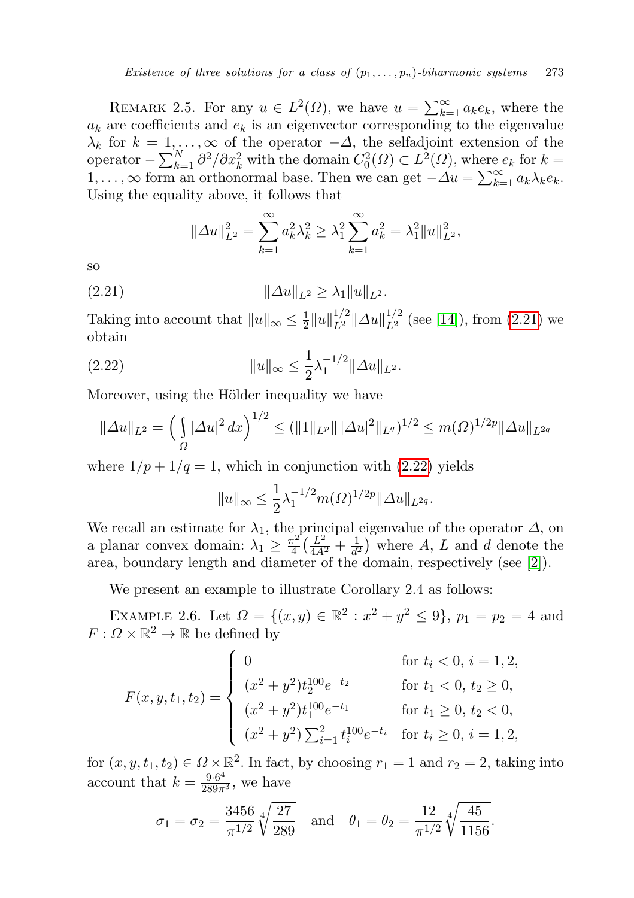REMARK 2.5. For any $u \in L^2(\Omega)$, we have $u = \sum_{k=1}^{\infty} a_k e_k$, where the $a_k$ are coefficients and $e_k$ is an eigenvector corresponding to the eigenvalue $\lambda_k$ for $k = 1, \dots, \infty$ of the operator $-\Delta$, the selfadjoint extension of the operator $-\sum_{k=1}^{N} \partial^2/\partial x_k^2$ with the domain $C_0^2(\Omega) \subset L^2(\Omega)$, where $e_k$ for $k = 1, \dots, \infty$ form an orthonormal base. Then we can get $-\Delta u = \sum_{k=1}^{\infty} a_k \lambda_k e_k$. Using the equality above, it follows that

$$\|\Delta u\|_{L^2}^2 = \sum_{k=1}^{\infty} a_k^2 \lambda_k^2 \geq \lambda_1^2 \sum_{k=1}^{\infty} a_k^2 = \lambda_1^2 \|u\|_{L^2}^2,$$

so

$$\|\Delta u\|_{L^2} \geq \lambda_1 \|u\|_{L^2}. \tag{2.21}$$

Taking into account that $\|u\|_{\infty} \leq \frac{1}{2} \|u\|_{L^2}^{1/2} \|\Delta u\|_{L^2}^{1/2}$ (see [14]), from (2.21) we obtain

$$\|u\|_{\infty} \leq \frac{1}{2} \lambda_1^{-1/2} \|\Delta u\|_{L^2}. \tag{2.22}$$

Moreover, using the Hölder inequality we have

$$\|\Delta u\|_{L^2} = \Big( \int_{\Omega} |\Delta u|^2 \, dx \Big)^{1/2} \leq (\|1\|_{L^p} \| \, |\Delta u|^2 \|_{L^q})^{1/2} \leq m(\Omega)^{1/2p} \|\Delta u\|_{L^{2q}}$$

where $1/p + 1/q = 1$, which in conjunction with (2.22) yields

$$\|u\|_{\infty} \leq \frac{1}{2} \lambda_1^{-1/2} m(\Omega)^{1/2p} \|\Delta u\|_{L^{2q}}.$$

We recall an estimate for $\lambda_1$, the principal eigenvalue of the operator $\Delta$, on a planar convex domain: $\lambda_1 \geq \frac{\pi^2}{4} \big( \frac{L^2}{4A^2} + \frac{1}{d^2} \big)$ where $A$, $L$ and $d$ denote the area, boundary length and diameter of the domain, respectively (see [2]).

We present an example to illustrate Corollary 2.4 as follows:

EXAMPLE 2.6. Let $\Omega = \{(x, y) \in \mathbb{R}^2 : x^2 + y^2 \leq 9\}$, $p_1 = p_2 = 4$ and $F : \Omega \times \mathbb{R}^2 \to \mathbb{R}$ be defined by

$$F(x, y, t_1, t_2) = \begin{cases} 0 & \text{for } t_i < 0, \ i = 1, 2, \\ (x^2 + y^2) t_2^{100} e^{-t_2} & \text{for } t_1 < 0, \ t_2 \geq 0, \\ (x^2 + y^2) t_1^{100} e^{-t_1} & \text{for } t_1 \geq 0, \ t_2 < 0, \\ (x^2 + y^2) \sum_{i=1}^{2} t_i^{100} e^{-t_i} & \text{for } t_i \geq 0, \ i = 1, 2, \end{cases}$$

for $(x, y, t_1, t_2) \in \Omega \times \mathbb{R}^2$. In fact, by choosing $r_1 = 1$ and $r_2 = 2$, taking into account that $k = \frac{9 \cdot 6^4}{289 \pi^3}$, we have

$$\sigma_1 = \sigma_2 = \frac{3456}{\pi^{1/2}} \sqrt[4]{\frac{27}{289}} \quad \text{and} \quad \theta_1 = \theta_2 = \frac{12}{\pi^{1/2}} \sqrt[4]{\frac{45}{1156}}.$$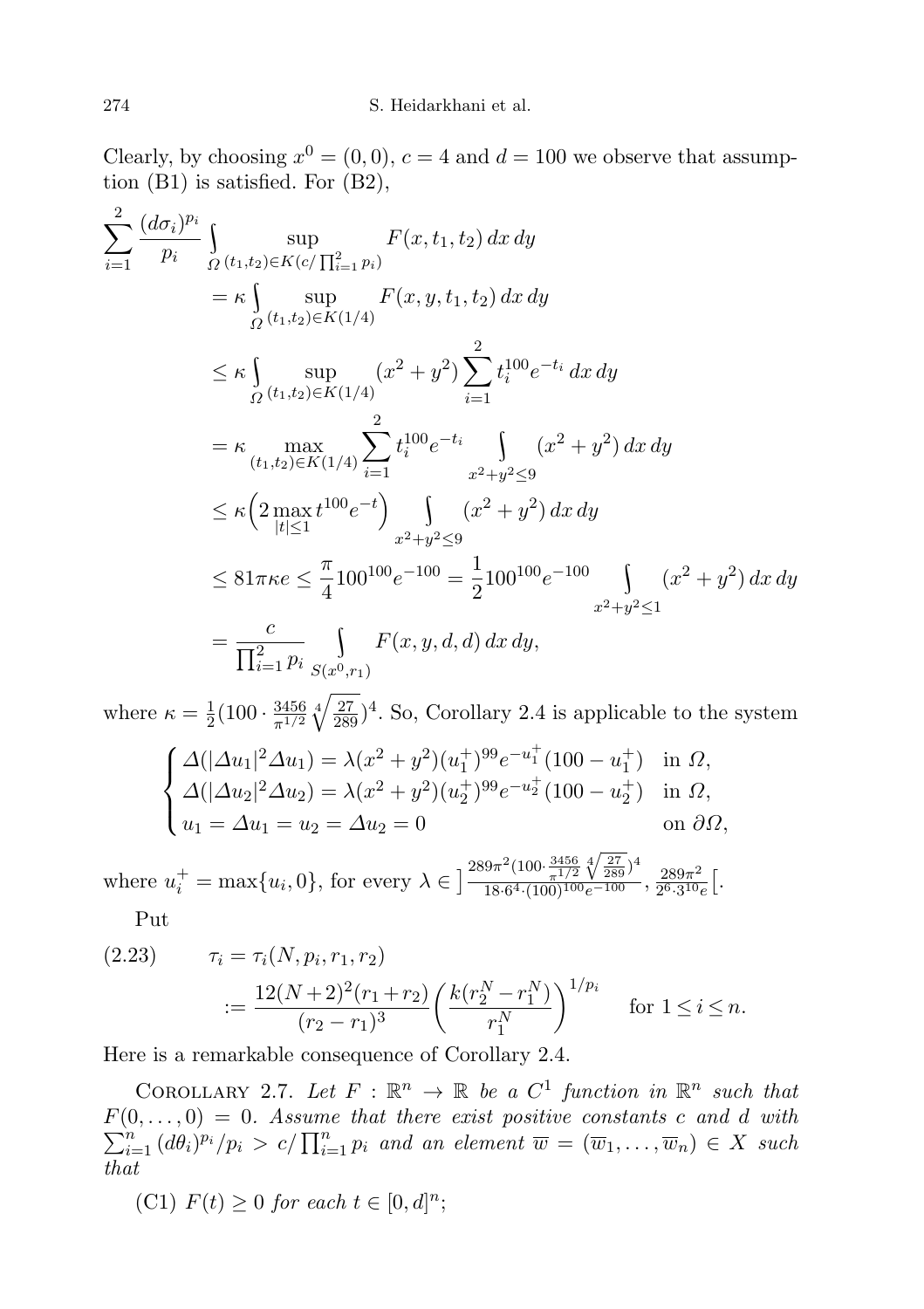Clearly, by choosing $x^0 = (0,0)$, $c = 4$ and $d = 100$ we observe that assumption (B1) is satisfied. For (B2),

$$
\begin{aligned}
\sum_{i=1}^{2} \frac{(d\sigma_i)^{p_i}}{p_i} & \int_{\Omega} \sup_{(t_1,t_2)\in K(c/\prod_{i=1}^{2} p_i)} F(x,t_1,t_2)\,dx\,dy \\
&= \kappa \int_{\Omega} \sup_{(t_1,t_2)\in K(1/4)} F(x,y,t_1,t_2)\,dx\,dy \\
&\leq \kappa \int_{\Omega} \sup_{(t_1,t_2)\in K(1/4)} (x^2+y^2) \sum_{i=1}^{2} t_i^{100} e^{-t_i}\,dx\,dy \\
&= \kappa \max_{(t_1,t_2)\in K(1/4)} \sum_{i=1}^{2} t_i^{100} e^{-t_i} \int_{x^2+y^2\leq 9} (x^2+y^2)\,dx\,dy \\
&\leq \kappa \Big(2 \max_{|t|\leq 1} t^{100} e^{-t}\Big) \int_{x^2+y^2\leq 9} (x^2+y^2)\,dx\,dy \\
&\leq 81\pi\kappa e \leq \frac{\pi}{4} 100^{100} e^{-100} = \frac{1}{2} 100^{100} e^{-100} \int_{x^2+y^2\leq 1} (x^2+y^2)\,dx\,dy \\
&= \frac{c}{\prod_{i=1}^{2} p_i} \int_{S(x^0,r_1)} F(x,y,d,d)\,dx\,dy,
\end{aligned}
$$

where $\kappa = \frac{1}{2}(100 \cdot \frac{3456}{\pi^{1/2}} \sqrt[4]{\frac{27}{289}})^4$. So, Corollary 2.4 is applicable to the system

$$
\begin{cases}
\Delta(|\Delta u_1|^2 \Delta u_1) = \lambda(x^2+y^2)(u_1^+)^{99} e^{-u_1^+}(100-u_1^+) & \text{in } \Omega,\\
\Delta(|\Delta u_2|^2 \Delta u_2) = \lambda(x^2+y^2)(u_2^+)^{99} e^{-u_2^+}(100-u_2^+) & \text{in } \Omega,\\
u_1 = \Delta u_1 = u_2 = \Delta u_2 = 0 & \text{on } \partial\Omega,
\end{cases}
$$

where $u_i^+ = \max\{u_i, 0\}$, for every $\lambda \in \big]\frac{289\pi^2(100\cdot\frac{3456}{\pi^{1/2}}\sqrt[4]{\frac{27}{289}})^4}{18\cdot 6^4\cdot(100)^{100}e^{-100}}, \frac{289\pi^2}{2^6\cdot 3^{10}e}\big[$.

Put

$$
\begin{aligned}
\text{(2.23)} \qquad \tau_i &= \tau_i(N, p_i, r_1, r_2) \\
&:= \frac{12(N+2)^2(r_1+r_2)}{(r_2-r_1)^3} \bigg(\frac{k(r_2^N - r_1^N)}{r_1^N}\bigg)^{1/p_i} \quad \text{for } 1 \leq i \leq n.
\end{aligned}
$$

Here is a remarkable consequence of Corollary 2.4.

Corollary 2.7. *Let $F : \mathbb{R}^n \to \mathbb{R}$ be a $C^1$ function in $\mathbb{R}^n$ such that $F(0,\ldots,0) = 0$. Assume that there exist positive constants $c$ and $d$ with $\sum_{i=1}^{n} (d\theta_i)^{p_i}/p_i > c/\prod_{i=1}^{n} p_i$ and an element $\overline{w} = (\overline{w}_1,\ldots,\overline{w}_n) \in X$ such that*

(C1) *$F(t) \geq 0$ for each $t \in [0,d]^n$;*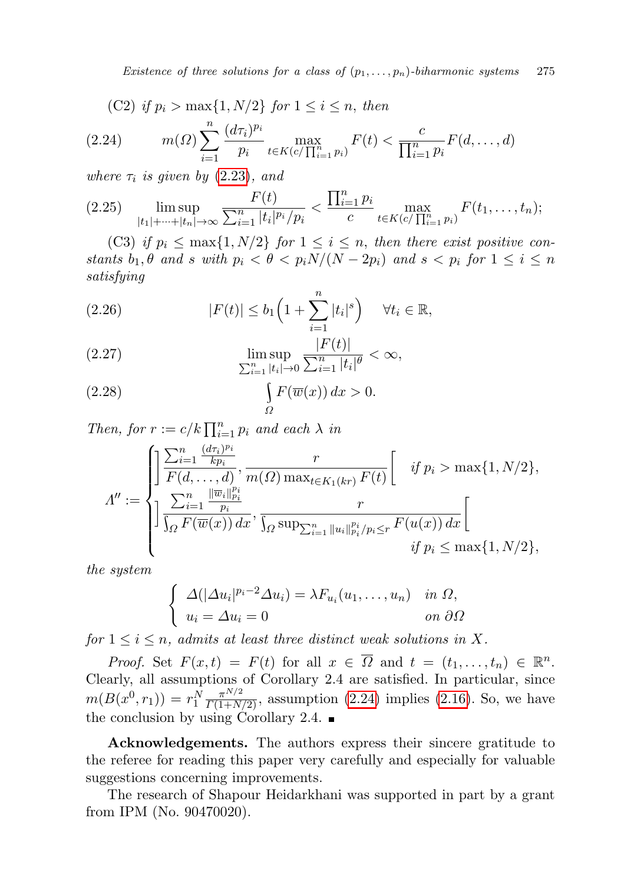(C2) *if* $p_i > \max\{1, N/2\}$ *for* $1 \le i \le n$, *then*

$$m(\Omega)\sum_{i=1}^{n}\frac{(d\tau_i)^{p_i}}{p_i}\max_{t\in K(c/\prod_{i=1}^{n}p_i)}F(t) < \frac{c}{\prod_{i=1}^{n}p_i}F(d,\dots,d) \tag{2.24}$$

*where* $\tau_i$ *is given by* (2.23), *and*

$$\limsup_{|t_1|+\dots+|t_n|\to\infty}\frac{F(t)}{\sum_{i=1}^{n}|t_i|^{p_i}/p_i} < \frac{\prod_{i=1}^{n}p_i}{c}\max_{t\in K(c/\prod_{i=1}^{n}p_i)}F(t_1,\dots,t_n); \tag{2.25}$$

(C3) *if* $p_i \le \max\{1, N/2\}$ *for* $1 \le i \le n$, *then there exist positive constants* $b_1, \theta$ *and* $s$ *with* $p_i < \theta < p_iN/(N-2p_i)$ *and* $s < p_i$ *for* $1 \le i \le n$ *satisfying*

$$|F(t)| \le b_1\Big(1+\sum_{i=1}^{n}|t_i|^s\Big) \quad \forall t_i \in \mathbb{R}, \tag{2.26}$$

$$\limsup_{\sum_{i=1}^{n}|t_i|\to 0}\frac{|F(t)|}{\sum_{i=1}^{n}|t_i|^{\theta}} < \infty, \tag{2.27}$$

$$\int_{\Omega}F(\overline{w}(x))\,dx > 0. \tag{2.28}$$

*Then, for* $r := c/k\prod_{i=1}^{n}p_i$ *and each* $\lambda$ *in*

$$\Lambda'' := \begin{cases} \left]\dfrac{\sum_{i=1}^{n}\frac{(d\tau_i)^{p_i}}{kp_i}}{F(d,\dots,d)}, \dfrac{r}{m(\Omega)\max_{t\in K_1(kr)}F(t)}\right[ & \text{if } p_i > \max\{1, N/2\},\\[2ex] \left]\dfrac{\sum_{i=1}^{n}\frac{\|\overline{w}_i\|_{p_i}^{p_i}}{p_i}}{\int_{\Omega}F(\overline{w}(x))\,dx}, \dfrac{r}{\int_{\Omega}\sup_{\sum_{i=1}^{n}\|u_i\|_{p_i}^{p_i}/p_i\le r}F(u(x))\,dx}\right[ & \\ & \text{if } p_i \le \max\{1, N/2\}, \end{cases}$$

*the system*

$$\begin{cases} \Delta(|\Delta u_i|^{p_i-2}\Delta u_i) = \lambda F_{u_i}(u_1,\dots,u_n) & \text{in } \Omega,\\ u_i = \Delta u_i = 0 & \text{on } \partial\Omega \end{cases}$$

*for* $1 \le i \le n$, *admits at least three distinct weak solutions in* $X$.

*Proof.* Set $F(x,t) = F(t)$ for all $x \in \overline{\Omega}$ and $t = (t_1,\dots,t_n) \in \mathbb{R}^n$. Clearly, all assumptions of Corollary 2.4 are satisfied. In particular, since $m(B(x^0, r_1)) = r_1^N\frac{\pi^{N/2}}{\Gamma(1+N/2)}$, assumption (2.24) implies (2.16). So, we have the conclusion by using Corollary 2.4. ∎

**Acknowledgements.** The authors express their sincere gratitude to the referee for reading this paper very carefully and especially for valuable suggestions concerning improvements.

The research of Shapour Heidarkhani was supported in part by a grant from IPM (No. 90470020).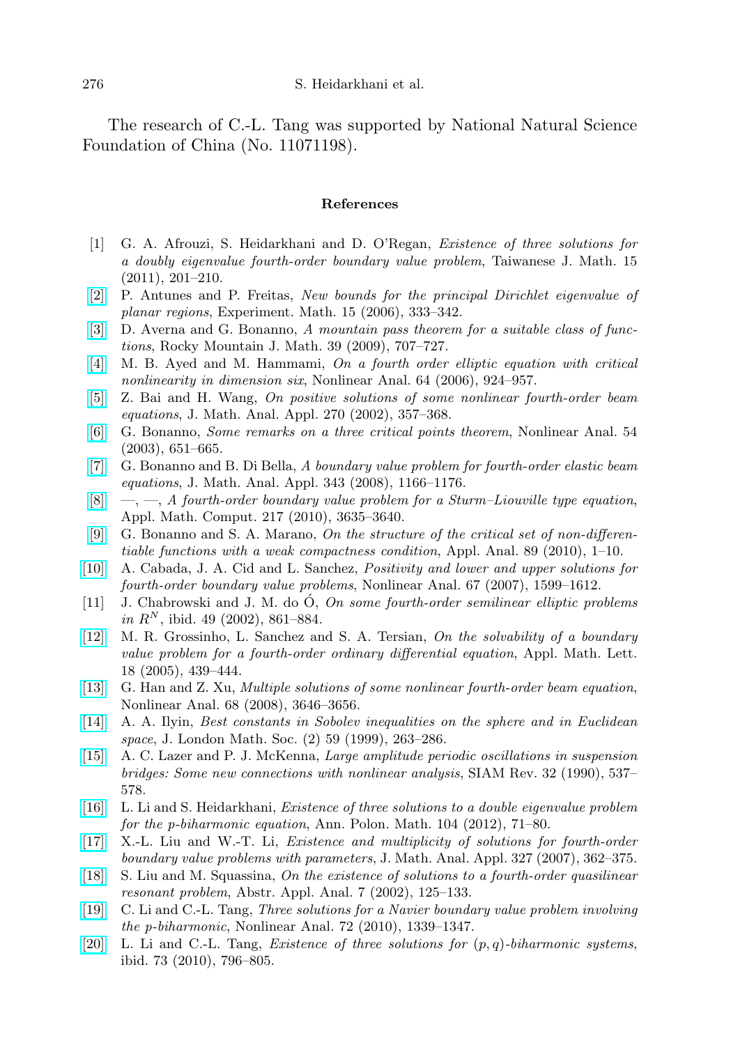The research of C.-L. Tang was supported by National Natural Science Foundation of China (No. 11071198).

## References

[1] G. A. Afrouzi, S. Heidarkhani and D. O'Regan, *Existence of three solutions for a doubly eigenvalue fourth-order boundary value problem*, Taiwanese J. Math. 15 (2011), 201–210.

[2] P. Antunes and P. Freitas, *New bounds for the principal Dirichlet eigenvalue of planar regions*, Experiment. Math. 15 (2006), 333–342.

[3] D. Averna and G. Bonanno, *A mountain pass theorem for a suitable class of functions*, Rocky Mountain J. Math. 39 (2009), 707–727.

[4] M. B. Ayed and M. Hammami, *On a fourth order elliptic equation with critical nonlinearity in dimension six*, Nonlinear Anal. 64 (2006), 924–957.

[5] Z. Bai and H. Wang, *On positive solutions of some nonlinear fourth-order beam equations*, J. Math. Anal. Appl. 270 (2002), 357–368.

[6] G. Bonanno, *Some remarks on a three critical points theorem*, Nonlinear Anal. 54 (2003), 651–665.

[7] G. Bonanno and B. Di Bella, *A boundary value problem for fourth-order elastic beam equations*, J. Math. Anal. Appl. 343 (2008), 1166–1176.

[8] —, —, *A fourth-order boundary value problem for a Sturm–Liouville type equation*, Appl. Math. Comput. 217 (2010), 3635–3640.

[9] G. Bonanno and S. A. Marano, *On the structure of the critical set of non-differentiable functions with a weak compactness condition*, Appl. Anal. 89 (2010), 1–10.

[10] A. Cabada, J. A. Cid and L. Sanchez, *Positivity and lower and upper solutions for fourth-order boundary value problems*, Nonlinear Anal. 67 (2007), 1599–1612.

[11] J. Chabrowski and J. M. do Ó, *On some fourth-order semilinear elliptic problems in $R^N$*, ibid. 49 (2002), 861–884.

[12] M. R. Grossinho, L. Sanchez and S. A. Tersian, *On the solvability of a boundary value problem for a fourth-order ordinary differential equation*, Appl. Math. Lett. 18 (2005), 439–444.

[13] G. Han and Z. Xu, *Multiple solutions of some nonlinear fourth-order beam equation*, Nonlinear Anal. 68 (2008), 3646–3656.

[14] A. A. Ilyin, *Best constants in Sobolev inequalities on the sphere and in Euclidean space*, J. London Math. Soc. (2) 59 (1999), 263–286.

[15] A. C. Lazer and P. J. McKenna, *Large amplitude periodic oscillations in suspension bridges: Some new connections with nonlinear analysis*, SIAM Rev. 32 (1990), 537–578.

[16] L. Li and S. Heidarkhani, *Existence of three solutions to a double eigenvalue problem for the p-biharmonic equation*, Ann. Polon. Math. 104 (2012), 71–80.

[17] X.-L. Liu and W.-T. Li, *Existence and multiplicity of solutions for fourth-order boundary value problems with parameters*, J. Math. Anal. Appl. 327 (2007), 362–375.

[18] S. Liu and M. Squassina, *On the existence of solutions to a fourth-order quasilinear resonant problem*, Abstr. Appl. Anal. 7 (2002), 125–133.

[19] C. Li and C.-L. Tang, *Three solutions for a Navier boundary value problem involving the p-biharmonic*, Nonlinear Anal. 72 (2010), 1339–1347.

[20] L. Li and C.-L. Tang, *Existence of three solutions for $(p, q)$-biharmonic systems*, ibid. 73 (2010), 796–805.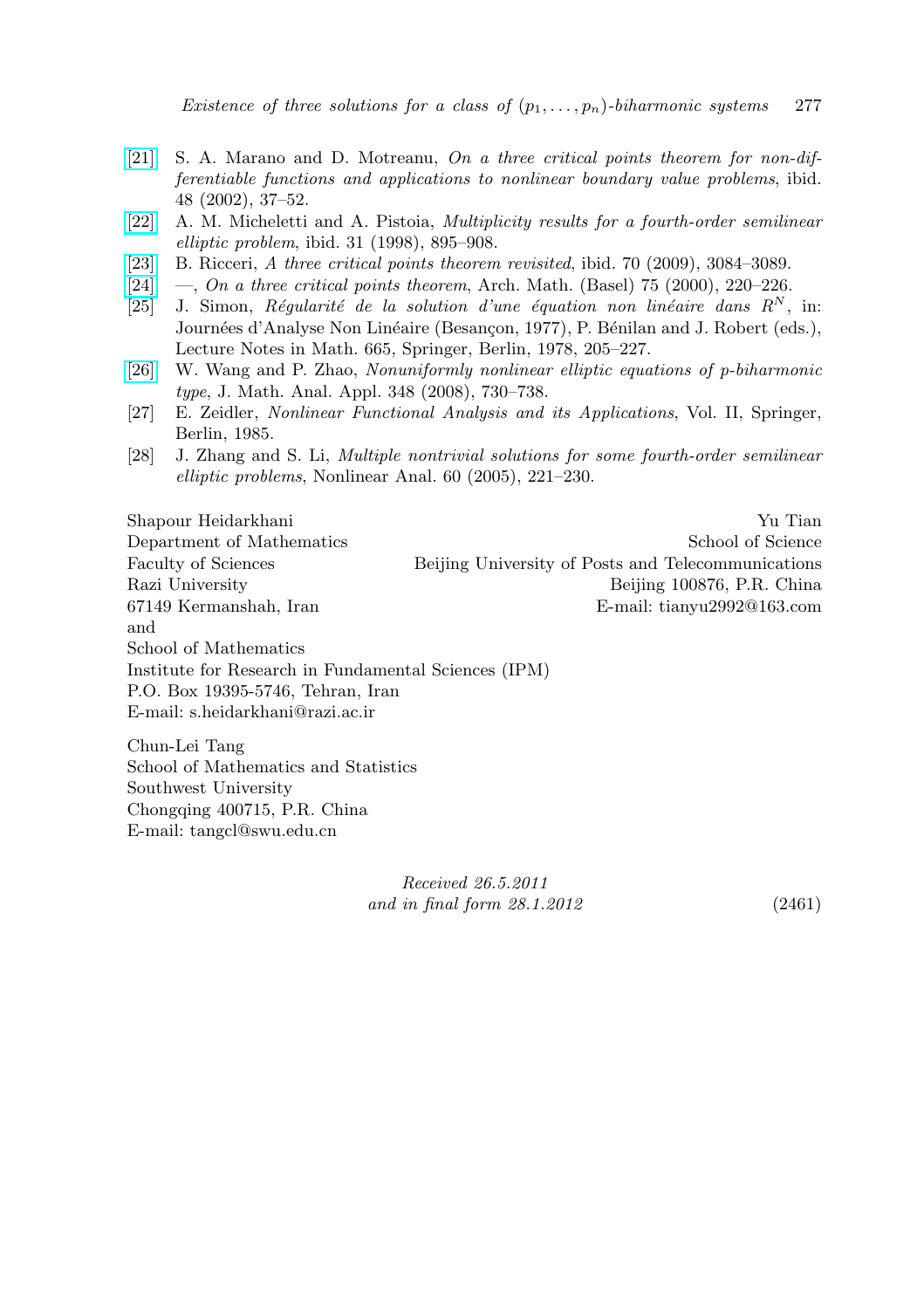[21] S. A. Marano and D. Motreanu, *On a three critical points theorem for non-differentiable functions and applications to nonlinear boundary value problems*, ibid. 48 (2002), 37–52.

[22] A. M. Micheletti and A. Pistoia, *Multiplicity results for a fourth-order semilinear elliptic problem*, ibid. 31 (1998), 895–908.

[23] B. Ricceri, *A three critical points theorem revisited*, ibid. 70 (2009), 3084–3089.

[24] —, *On a three critical points theorem*, Arch. Math. (Basel) 75 (2000), 220–226.

[25] J. Simon, *Régularité de la solution d'une équation non linéaire dans $R^N$*, in: Journées d'Analyse Non Linéaire (Besançon, 1977), P. Bénilan and J. Robert (eds.), Lecture Notes in Math. 665, Springer, Berlin, 1978, 205–227.

[26] W. Wang and P. Zhao, *Nonuniformly nonlinear elliptic equations of p-biharmonic type*, J. Math. Anal. Appl. 348 (2008), 730–738.

[27] E. Zeidler, *Nonlinear Functional Analysis and its Applications*, Vol. II, Springer, Berlin, 1985.

[28] J. Zhang and S. Li, *Multiple nontrivial solutions for some fourth-order semilinear elliptic problems*, Nonlinear Anal. 60 (2005), 221–230.

Shapour Heidarkhani
Department of Mathematics
Faculty of Sciences
Razi University
67149 Kermanshah, Iran
and
School of Mathematics
Institute for Research in Fundamental Sciences (IPM)
P.O. Box 19395-5746, Tehran, Iran
E-mail: s.heidarkhani@razi.ac.ir

Yu Tian
School of Science
Beijing University of Posts and Telecommunications
Beijing 100876, P.R. China
E-mail: tianyu2992@163.com

Chun-Lei Tang
School of Mathematics and Statistics
Southwest University
Chongqing 400715, P.R. China
E-mail: tangcl@swu.edu.cn

*Received 26.5.2011*
*and in final form 28.1.2012* (2461)